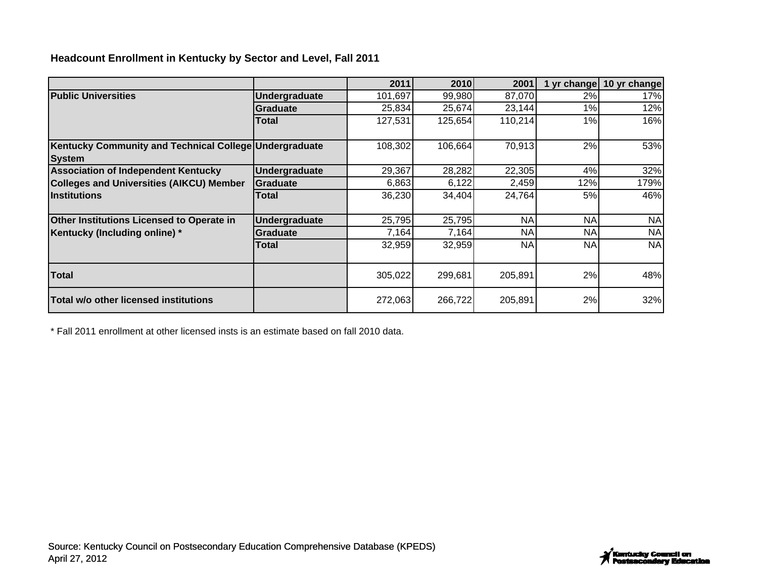**Headcount Enrollment in Kentucky by Sector and Level, Fall 2011**

| | | 2011 | 2010 | 2001 | 1 yr change | 10 yr change |
|---|---|---|---|---|---|---|
| **Public Universities** | **Undergraduate** | 101,697 | 99,980 | 87,070 | 2% | 17% |
| | **Graduate** | 25,834 | 25,674 | 23,144 | 1% | 12% |
| | **Total** | 127,531 | 125,654 | 110,214 | 1% | 16% |
| **Kentucky Community and Technical College System** | **Undergraduate** | 108,302 | 106,664 | 70,913 | 2% | 53% |
| **Association of Independent Kentucky Colleges and Universities (AIKCU) Member Institutions** | **Undergraduate** | 29,367 | 28,282 | 22,305 | 4% | 32% |
| | **Graduate** | 6,863 | 6,122 | 2,459 | 12% | 179% |
| | **Total** | 36,230 | 34,404 | 24,764 | 5% | 46% |
| **Other Institutions Licensed to Operate in Kentucky (Including online) *** | **Undergraduate** | 25,795 | 25,795 | NA | NA | NA |
| | **Graduate** | 7,164 | 7,164 | NA | NA | NA |
| | **Total** | 32,959 | 32,959 | NA | NA | NA |
| **Total** | | 305,022 | 299,681 | 205,891 | 2% | 48% |
| **Total w/o other licensed institutions** | | 272,063 | 266,722 | 205,891 | 2% | 32% |

* Fall 2011 enrollment at other licensed insts is an estimate based on fall 2010 data.

Source: Kentucky Council on Postsecondary Education Comprehensive Database (KPEDS)
April 27, 2012

Kentucky Council on Postsecondary Education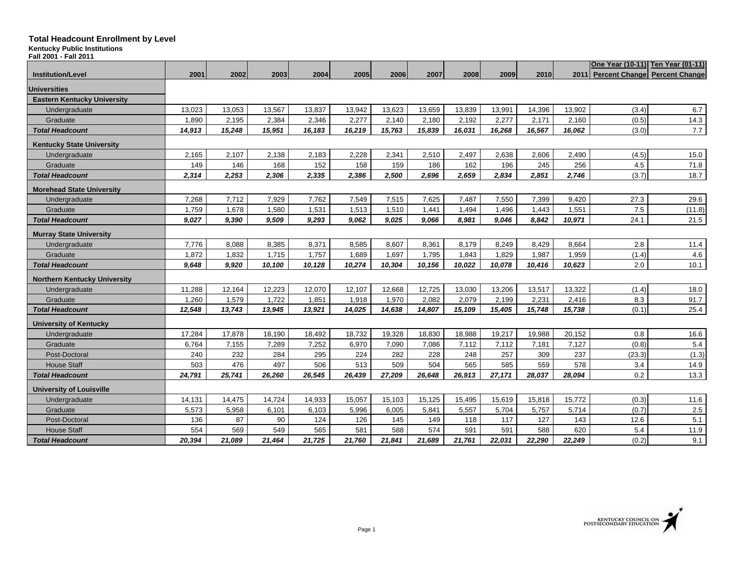## Total Headcount Enrollment by Level

**Kentucky Public Institutions**

**Fall 2001 - Fall 2011**

| Institution/Level | 2001 | 2002 | 2003 | 2004 | 2005 | 2006 | 2007 | 2008 | 2009 | 2010 | 2011 | One Year (10-11) Percent Change | Ten Year (01-11) Percent Change |
|---|---|---|---|---|---|---|---|---|---|---|---|---|---|
| **Universities** | | | | | | | | | | | | | |
| **Eastern Kentucky University** | | | | | | | | | | | | | |
| Undergraduate | 13,023 | 13,053 | 13,567 | 13,837 | 13,942 | 13,623 | 13,659 | 13,839 | 13,991 | 14,396 | 13,902 | (3.4) | 6.7 |
| Graduate | 1,890 | 2,195 | 2,384 | 2,346 | 2,277 | 2,140 | 2,180 | 2,192 | 2,277 | 2,171 | 2,160 | (0.5) | 14.3 |
| ***Total Headcount*** | ***14,913*** | ***15,248*** | ***15,951*** | ***16,183*** | ***16,219*** | ***15,763*** | ***15,839*** | ***16,031*** | ***16,268*** | ***16,567*** | ***16,062*** | (3.0) | 7.7 |
| **Kentucky State University** | | | | | | | | | | | | | |
| Undergraduate | 2,165 | 2,107 | 2,138 | 2,183 | 2,228 | 2,341 | 2,510 | 2,497 | 2,638 | 2,606 | 2,490 | (4.5) | 15.0 |
| Graduate | 149 | 146 | 168 | 152 | 158 | 159 | 186 | 162 | 196 | 245 | 256 | 4.5 | 71.8 |
| ***Total Headcount*** | ***2,314*** | ***2,253*** | ***2,306*** | ***2,335*** | ***2,386*** | ***2,500*** | ***2,696*** | ***2,659*** | ***2,834*** | ***2,851*** | ***2,746*** | (3.7) | 18.7 |
| **Morehead State University** | | | | | | | | | | | | | |
| Undergraduate | 7,268 | 7,712 | 7,929 | 7,762 | 7,549 | 7,515 | 7,625 | 7,487 | 7,550 | 7,399 | 9,420 | 27.3 | 29.6 |
| Graduate | 1,759 | 1,678 | 1,580 | 1,531 | 1,513 | 1,510 | 1,441 | 1,494 | 1,496 | 1,443 | 1,551 | 7.5 | (11.8) |
| ***Total Headcount*** | ***9,027*** | ***9,390*** | ***9,509*** | ***9,293*** | ***9,062*** | ***9,025*** | ***9,066*** | ***8,981*** | ***9,046*** | ***8,842*** | ***10,971*** | 24.1 | 21.5 |
| **Murray State University** | | | | | | | | | | | | | |
| Undergraduate | 7,776 | 8,088 | 8,385 | 8,371 | 8,585 | 8,607 | 8,361 | 8,179 | 8,249 | 8,429 | 8,664 | 2.8 | 11.4 |
| Graduate | 1,872 | 1,832 | 1,715 | 1,757 | 1,689 | 1,697 | 1,795 | 1,843 | 1,829 | 1,987 | 1,959 | (1.4) | 4.6 |
| ***Total Headcount*** | ***9,648*** | ***9,920*** | ***10,100*** | ***10,128*** | ***10,274*** | ***10,304*** | ***10,156*** | ***10,022*** | ***10,078*** | ***10,416*** | ***10,623*** | 2.0 | 10.1 |
| **Northern Kentucky University** | | | | | | | | | | | | | |
| Undergraduate | 11,288 | 12,164 | 12,223 | 12,070 | 12,107 | 12,668 | 12,725 | 13,030 | 13,206 | 13,517 | 13,322 | (1.4) | 18.0 |
| Graduate | 1,260 | 1,579 | 1,722 | 1,851 | 1,918 | 1,970 | 2,082 | 2,079 | 2,199 | 2,231 | 2,416 | 8.3 | 91.7 |
| ***Total Headcount*** | ***12,548*** | ***13,743*** | ***13,945*** | ***13,921*** | ***14,025*** | ***14,638*** | ***14,807*** | ***15,109*** | ***15,405*** | ***15,748*** | ***15,738*** | (0.1) | 25.4 |
| **University of Kentucky** | | | | | | | | | | | | | |
| Undergraduate | 17,284 | 17,878 | 18,190 | 18,492 | 18,732 | 19,328 | 18,830 | 18,988 | 19,217 | 19,988 | 20,152 | 0.8 | 16.6 |
| Graduate | 6,764 | 7,155 | 7,289 | 7,252 | 6,970 | 7,090 | 7,086 | 7,112 | 7,112 | 7,181 | 7,127 | (0.8) | 5.4 |
| Post-Doctoral | 240 | 232 | 284 | 295 | 224 | 282 | 228 | 248 | 257 | 309 | 237 | (23.3) | (1.3) |
| House Staff | 503 | 476 | 497 | 506 | 513 | 509 | 504 | 565 | 585 | 559 | 578 | 3.4 | 14.9 |
| ***Total Headcount*** | ***24,791*** | ***25,741*** | ***26,260*** | ***26,545*** | ***26,439*** | ***27,209*** | ***26,648*** | ***26,913*** | ***27,171*** | ***28,037*** | ***28,094*** | 0.2 | 13.3 |
| **University of Louisville** | | | | | | | | | | | | | |
| Undergraduate | 14,131 | 14,475 | 14,724 | 14,933 | 15,057 | 15,103 | 15,125 | 15,495 | 15,619 | 15,818 | 15,772 | (0.3) | 11.6 |
| Graduate | 5,573 | 5,958 | 6,101 | 6,103 | 5,996 | 6,005 | 5,841 | 5,557 | 5,704 | 5,757 | 5,714 | (0.7) | 2.5 |
| Post-Doctoral | 136 | 87 | 90 | 124 | 126 | 145 | 149 | 118 | 117 | 127 | 143 | 12.6 | 5.1 |
| House Staff | 554 | 569 | 549 | 565 | 581 | 588 | 574 | 591 | 591 | 588 | 620 | 5.4 | 11.9 |
| ***Total Headcount*** | ***20,394*** | ***21,089*** | ***21,464*** | ***21,725*** | ***21,760*** | ***21,841*** | ***21,689*** | ***21,761*** | ***22,031*** | ***22,290*** | ***22,249*** | (0.2) | 9.1 |

KENTUCKY COUNCIL ON POSTSECONDARY EDUCATION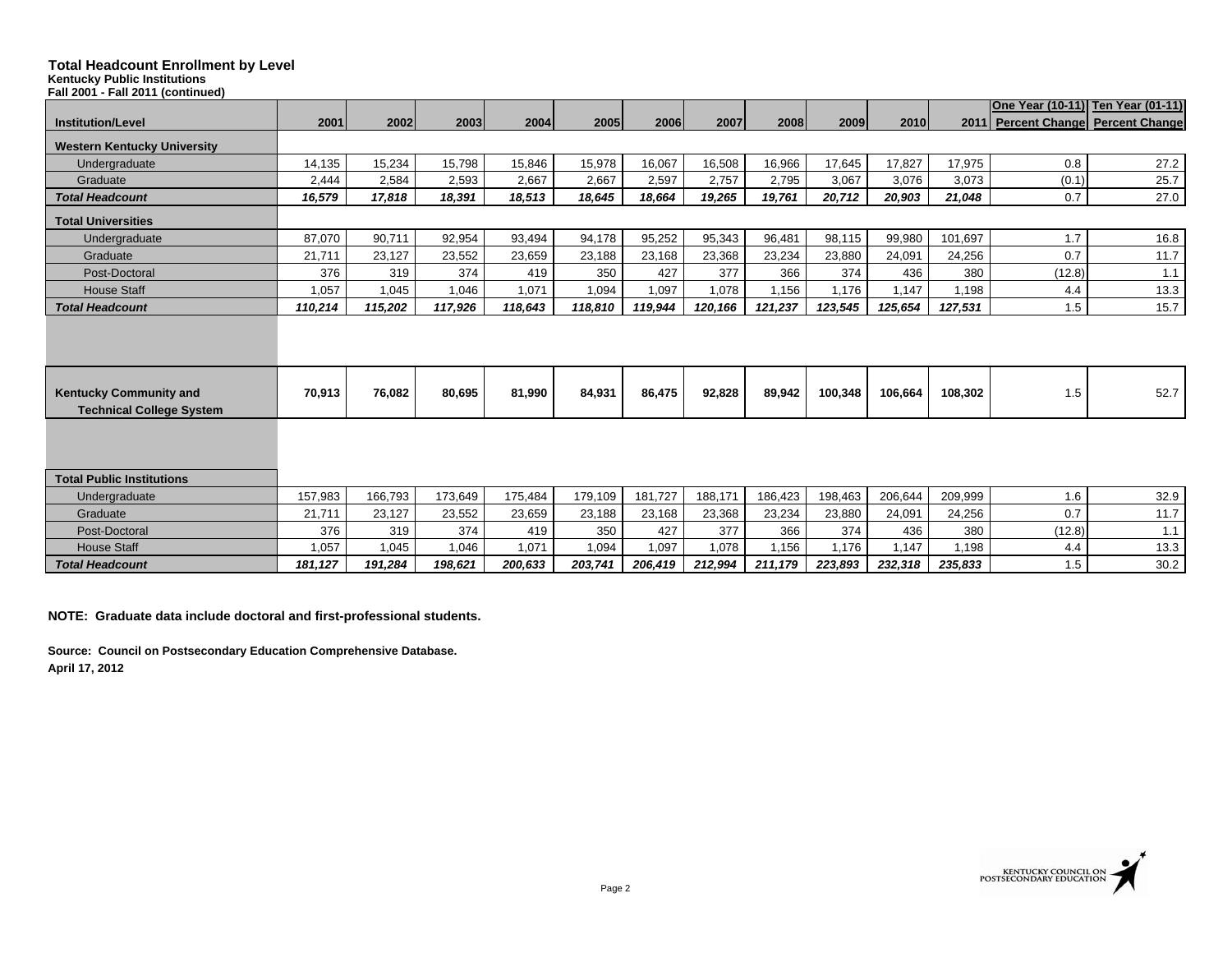**Total Headcount Enrollment by Level**
**Kentucky Public Institutions**
**Fall 2001 - Fall 2011 (continued)**

| Institution/Level | 2001 | 2002 | 2003 | 2004 | 2005 | 2006 | 2007 | 2008 | 2009 | 2010 | 2011 | One Year (10-11) Percent Change | Ten Year (01-11) Percent Change |
|---|---|---|---|---|---|---|---|---|---|---|---|---|---|
| **Western Kentucky University** | | | | | | | | | | | | | |
| Undergraduate | 14,135 | 15,234 | 15,798 | 15,846 | 15,978 | 16,067 | 16,508 | 16,966 | 17,645 | 17,827 | 17,975 | 0.8 | 27.2 |
| Graduate | 2,444 | 2,584 | 2,593 | 2,667 | 2,667 | 2,597 | 2,757 | 2,795 | 3,067 | 3,076 | 3,073 | (0.1) | 25.7 |
| ***Total Headcount*** | ***16,579*** | ***17,818*** | ***18,391*** | ***18,513*** | ***18,645*** | ***18,664*** | ***19,265*** | ***19,761*** | ***20,712*** | ***20,903*** | ***21,048*** | 0.7 | 27.0 |
| **Total Universities** | | | | | | | | | | | | | |
| Undergraduate | 87,070 | 90,711 | 92,954 | 93,494 | 94,178 | 95,252 | 95,343 | 96,481 | 98,115 | 99,980 | 101,697 | 1.7 | 16.8 |
| Graduate | 21,711 | 23,127 | 23,552 | 23,659 | 23,188 | 23,168 | 23,368 | 23,234 | 23,880 | 24,091 | 24,256 | 0.7 | 11.7 |
| Post-Doctoral | 376 | 319 | 374 | 419 | 350 | 427 | 377 | 366 | 374 | 436 | 380 | (12.8) | 1.1 |
| House Staff | 1,057 | 1,045 | 1,046 | 1,071 | 1,094 | 1,097 | 1,078 | 1,156 | 1,176 | 1,147 | 1,198 | 4.4 | 13.3 |
| ***Total Headcount*** | ***110,214*** | ***115,202*** | ***117,926*** | ***118,643*** | ***118,810*** | ***119,944*** | ***120,166*** | ***121,237*** | ***123,545*** | ***125,654*** | ***127,531*** | 1.5 | 15.7 |
| **Kentucky Community and Technical College System** | **70,913** | **76,082** | **80,695** | **81,990** | **84,931** | **86,475** | **92,828** | **89,942** | **100,348** | **106,664** | **108,302** | 1.5 | 52.7 |
| **Total Public Institutions** | | | | | | | | | | | | | |
| Undergraduate | 157,983 | 166,793 | 173,649 | 175,484 | 179,109 | 181,727 | 188,171 | 186,423 | 198,463 | 206,644 | 209,999 | 1.6 | 32.9 |
| Graduate | 21,711 | 23,127 | 23,552 | 23,659 | 23,188 | 23,168 | 23,368 | 23,234 | 23,880 | 24,091 | 24,256 | 0.7 | 11.7 |
| Post-Doctoral | 376 | 319 | 374 | 419 | 350 | 427 | 377 | 366 | 374 | 436 | 380 | (12.8) | 1.1 |
| House Staff | 1,057 | 1,045 | 1,046 | 1,071 | 1,094 | 1,097 | 1,078 | 1,156 | 1,176 | 1,147 | 1,198 | 4.4 | 13.3 |
| ***Total Headcount*** | ***181,127*** | ***191,284*** | ***198,621*** | ***200,633*** | ***203,741*** | ***206,419*** | ***212,994*** | ***211,179*** | ***223,893*** | ***232,318*** | ***235,833*** | 1.5 | 30.2 |

**NOTE: Graduate data include doctoral and first-professional students.**

**Source: Council on Postsecondary Education Comprehensive Database.**
**April 17, 2012**

KENTUCKY COUNCIL ON POSTSECONDARY EDUCATION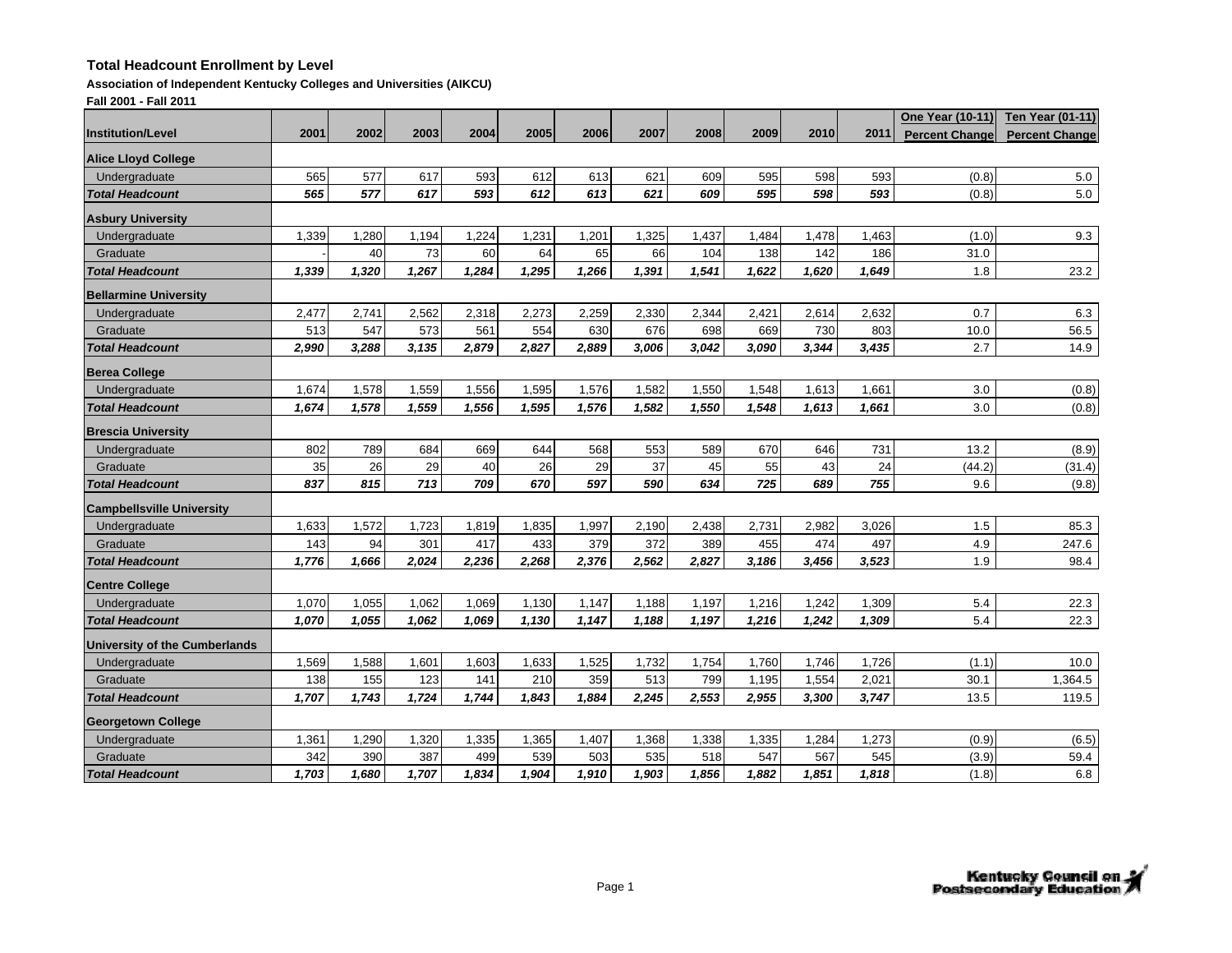**Total Headcount Enrollment by Level**

**Association of Independent Kentucky Colleges and Universities (AIKCU)**

**Fall 2001 - Fall 2011**

| Institution/Level | 2001 | 2002 | 2003 | 2004 | 2005 | 2006 | 2007 | 2008 | 2009 | 2010 | 2011 | One Year (10-11) Percent Change | Ten Year (01-11) Percent Change |
|---|---|---|---|---|---|---|---|---|---|---|---|---|---|
| **Alice Lloyd College** | | | | | | | | | | | | | |
| Undergraduate | 565 | 577 | 617 | 593 | 612 | 613 | 621 | 609 | 595 | 598 | 593 | (0.8) | 5.0 |
| ***Total Headcount*** | ***565*** | ***577*** | ***617*** | ***593*** | ***612*** | ***613*** | ***621*** | ***609*** | ***595*** | ***598*** | ***593*** | (0.8) | 5.0 |
| **Asbury University** | | | | | | | | | | | | | |
| Undergraduate | 1,339 | 1,280 | 1,194 | 1,224 | 1,231 | 1,201 | 1,325 | 1,437 | 1,484 | 1,478 | 1,463 | (1.0) | 9.3 |
| Graduate | - | 40 | 73 | 60 | 64 | 65 | 66 | 104 | 138 | 142 | 186 | 31.0 | |
| ***Total Headcount*** | ***1,339*** | ***1,320*** | ***1,267*** | ***1,284*** | ***1,295*** | ***1,266*** | ***1,391*** | ***1,541*** | ***1,622*** | ***1,620*** | ***1,649*** | 1.8 | 23.2 |
| **Bellarmine University** | | | | | | | | | | | | | |
| Undergraduate | 2,477 | 2,741 | 2,562 | 2,318 | 2,273 | 2,259 | 2,330 | 2,344 | 2,421 | 2,614 | 2,632 | 0.7 | 6.3 |
| Graduate | 513 | 547 | 573 | 561 | 554 | 630 | 676 | 698 | 669 | 730 | 803 | 10.0 | 56.5 |
| ***Total Headcount*** | ***2,990*** | ***3,288*** | ***3,135*** | ***2,879*** | ***2,827*** | ***2,889*** | ***3,006*** | ***3,042*** | ***3,090*** | ***3,344*** | ***3,435*** | 2.7 | 14.9 |
| **Berea College** | | | | | | | | | | | | | |
| Undergraduate | 1,674 | 1,578 | 1,559 | 1,556 | 1,595 | 1,576 | 1,582 | 1,550 | 1,548 | 1,613 | 1,661 | 3.0 | (0.8) |
| ***Total Headcount*** | ***1,674*** | ***1,578*** | ***1,559*** | ***1,556*** | ***1,595*** | ***1,576*** | ***1,582*** | ***1,550*** | ***1,548*** | ***1,613*** | ***1,661*** | 3.0 | (0.8) |
| **Brescia University** | | | | | | | | | | | | | |
| Undergraduate | 802 | 789 | 684 | 669 | 644 | 568 | 553 | 589 | 670 | 646 | 731 | 13.2 | (8.9) |
| Graduate | 35 | 26 | 29 | 40 | 26 | 29 | 37 | 45 | 55 | 43 | 24 | (44.2) | (31.4) |
| ***Total Headcount*** | ***837*** | ***815*** | ***713*** | ***709*** | ***670*** | ***597*** | ***590*** | ***634*** | ***725*** | ***689*** | ***755*** | 9.6 | (9.8) |
| **Campbellsville University** | | | | | | | | | | | | | |
| Undergraduate | 1,633 | 1,572 | 1,723 | 1,819 | 1,835 | 1,997 | 2,190 | 2,438 | 2,731 | 2,982 | 3,026 | 1.5 | 85.3 |
| Graduate | 143 | 94 | 301 | 417 | 433 | 379 | 372 | 389 | 455 | 474 | 497 | 4.9 | 247.6 |
| ***Total Headcount*** | ***1,776*** | ***1,666*** | ***2,024*** | ***2,236*** | ***2,268*** | ***2,376*** | ***2,562*** | ***2,827*** | ***3,186*** | ***3,456*** | ***3,523*** | 1.9 | 98.4 |
| **Centre College** | | | | | | | | | | | | | |
| Undergraduate | 1,070 | 1,055 | 1,062 | 1,069 | 1,130 | 1,147 | 1,188 | 1,197 | 1,216 | 1,242 | 1,309 | 5.4 | 22.3 |
| ***Total Headcount*** | ***1,070*** | ***1,055*** | ***1,062*** | ***1,069*** | ***1,130*** | ***1,147*** | ***1,188*** | ***1,197*** | ***1,216*** | ***1,242*** | ***1,309*** | 5.4 | 22.3 |
| **University of the Cumberlands** | | | | | | | | | | | | | |
| Undergraduate | 1,569 | 1,588 | 1,601 | 1,603 | 1,633 | 1,525 | 1,732 | 1,754 | 1,760 | 1,746 | 1,726 | (1.1) | 10.0 |
| Graduate | 138 | 155 | 123 | 141 | 210 | 359 | 513 | 799 | 1,195 | 1,554 | 2,021 | 30.1 | 1,364.5 |
| ***Total Headcount*** | ***1,707*** | ***1,743*** | ***1,724*** | ***1,744*** | ***1,843*** | ***1,884*** | ***2,245*** | ***2,553*** | ***2,955*** | ***3,300*** | ***3,747*** | 13.5 | 119.5 |
| **Georgetown College** | | | | | | | | | | | | | |
| Undergraduate | 1,361 | 1,290 | 1,320 | 1,335 | 1,365 | 1,407 | 1,368 | 1,338 | 1,335 | 1,284 | 1,273 | (0.9) | (6.5) |
| Graduate | 342 | 390 | 387 | 499 | 539 | 503 | 535 | 518 | 547 | 567 | 545 | (3.9) | 59.4 |
| ***Total Headcount*** | ***1,703*** | ***1,680*** | ***1,707*** | ***1,834*** | ***1,904*** | ***1,910*** | ***1,903*** | ***1,856*** | ***1,882*** | ***1,851*** | ***1,818*** | (1.8) | 6.8 |

Kentucky Council on Postsecondary Education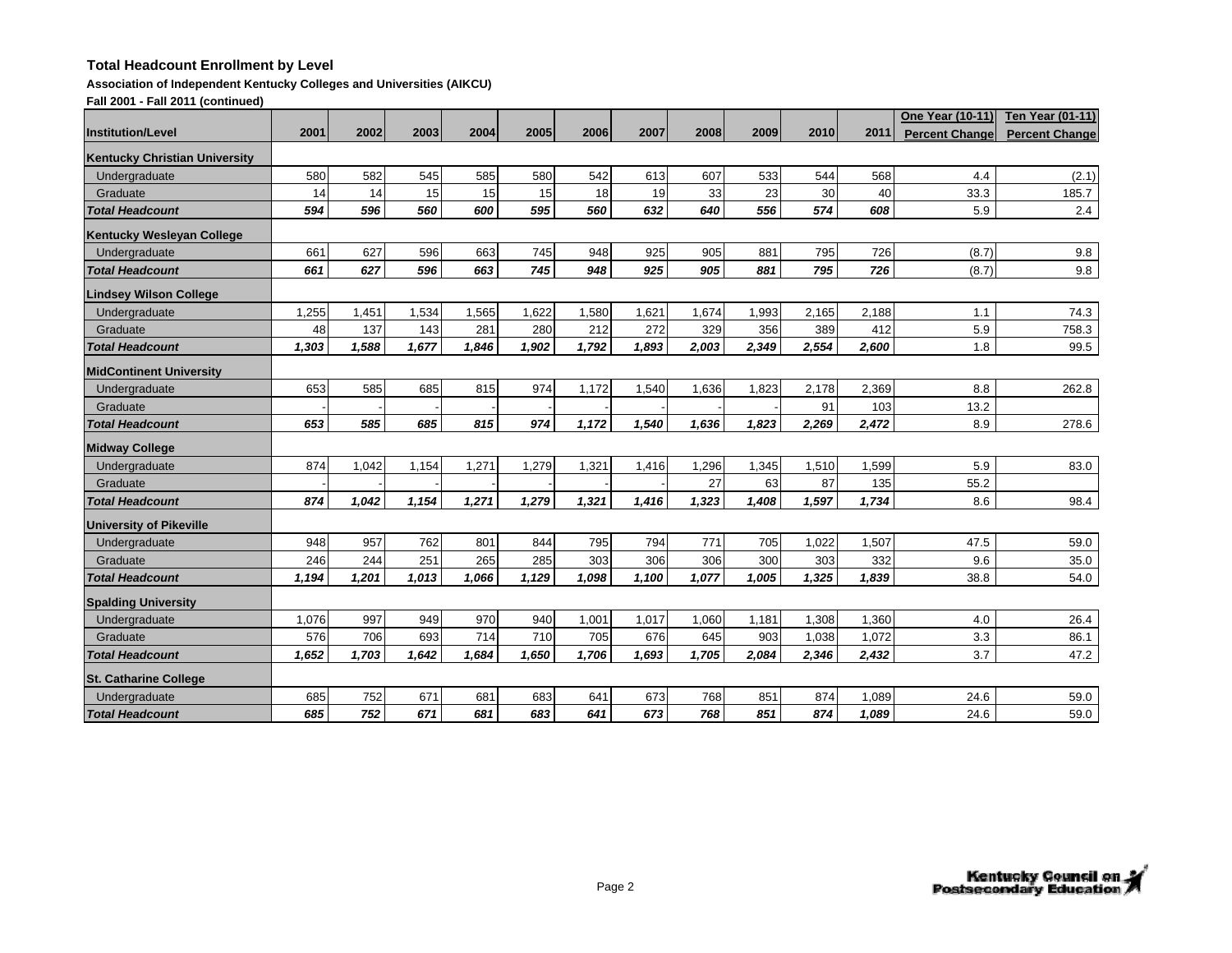**Total Headcount Enrollment by Level**

**Association of Independent Kentucky Colleges and Universities (AIKCU)**

**Fall 2001 - Fall 2011 (continued)**

| Institution/Level | 2001 | 2002 | 2003 | 2004 | 2005 | 2006 | 2007 | 2008 | 2009 | 2010 | 2011 | One Year (10-11) Percent Change | Ten Year (01-11) Percent Change |
|---|---|---|---|---|---|---|---|---|---|---|---|---|---|
| **Kentucky Christian University** | | | | | | | | | | | | | |
| Undergraduate | 580 | 582 | 545 | 585 | 580 | 542 | 613 | 607 | 533 | 544 | 568 | 4.4 | (2.1) |
| Graduate | 14 | 14 | 15 | 15 | 15 | 18 | 19 | 33 | 23 | 30 | 40 | 33.3 | 185.7 |
| ***Total Headcount*** | ***594*** | ***596*** | ***560*** | ***600*** | ***595*** | ***560*** | ***632*** | ***640*** | ***556*** | ***574*** | ***608*** | 5.9 | 2.4 |
| **Kentucky Wesleyan College** | | | | | | | | | | | | | |
| Undergraduate | 661 | 627 | 596 | 663 | 745 | 948 | 925 | 905 | 881 | 795 | 726 | (8.7) | 9.8 |
| ***Total Headcount*** | ***661*** | ***627*** | ***596*** | ***663*** | ***745*** | ***948*** | ***925*** | ***905*** | ***881*** | ***795*** | ***726*** | (8.7) | 9.8 |
| **Lindsey Wilson College** | | | | | | | | | | | | | |
| Undergraduate | 1,255 | 1,451 | 1,534 | 1,565 | 1,622 | 1,580 | 1,621 | 1,674 | 1,993 | 2,165 | 2,188 | 1.1 | 74.3 |
| Graduate | 48 | 137 | 143 | 281 | 280 | 212 | 272 | 329 | 356 | 389 | 412 | 5.9 | 758.3 |
| ***Total Headcount*** | ***1,303*** | ***1,588*** | ***1,677*** | ***1,846*** | ***1,902*** | ***1,792*** | ***1,893*** | ***2,003*** | ***2,349*** | ***2,554*** | ***2,600*** | 1.8 | 99.5 |
| **MidContinent University** | | | | | | | | | | | | | |
| Undergraduate | 653 | 585 | 685 | 815 | 974 | 1,172 | 1,540 | 1,636 | 1,823 | 2,178 | 2,369 | 8.8 | 262.8 |
| Graduate | - | - | - | - | - | - | - | - | - | 91 | 103 | 13.2 | |
| ***Total Headcount*** | ***653*** | ***585*** | ***685*** | ***815*** | ***974*** | ***1,172*** | ***1,540*** | ***1,636*** | ***1,823*** | ***2,269*** | ***2,472*** | 8.9 | 278.6 |
| **Midway College** | | | | | | | | | | | | | |
| Undergraduate | 874 | 1,042 | 1,154 | 1,271 | 1,279 | 1,321 | 1,416 | 1,296 | 1,345 | 1,510 | 1,599 | 5.9 | 83.0 |
| Graduate | - | - | - | - | - | - | - | 27 | 63 | 87 | 135 | 55.2 | |
| ***Total Headcount*** | ***874*** | ***1,042*** | ***1,154*** | ***1,271*** | ***1,279*** | ***1,321*** | ***1,416*** | ***1,323*** | ***1,408*** | ***1,597*** | ***1,734*** | 8.6 | 98.4 |
| **University of Pikeville** | | | | | | | | | | | | | |
| Undergraduate | 948 | 957 | 762 | 801 | 844 | 795 | 794 | 771 | 705 | 1,022 | 1,507 | 47.5 | 59.0 |
| Graduate | 246 | 244 | 251 | 265 | 285 | 303 | 306 | 306 | 300 | 303 | 332 | 9.6 | 35.0 |
| ***Total Headcount*** | ***1,194*** | ***1,201*** | ***1,013*** | ***1,066*** | ***1,129*** | ***1,098*** | ***1,100*** | ***1,077*** | ***1,005*** | ***1,325*** | ***1,839*** | 38.8 | 54.0 |
| **Spalding University** | | | | | | | | | | | | | |
| Undergraduate | 1,076 | 997 | 949 | 970 | 940 | 1,001 | 1,017 | 1,060 | 1,181 | 1,308 | 1,360 | 4.0 | 26.4 |
| Graduate | 576 | 706 | 693 | 714 | 710 | 705 | 676 | 645 | 903 | 1,038 | 1,072 | 3.3 | 86.1 |
| ***Total Headcount*** | ***1,652*** | ***1,703*** | ***1,642*** | ***1,684*** | ***1,650*** | ***1,706*** | ***1,693*** | ***1,705*** | ***2,084*** | ***2,346*** | ***2,432*** | 3.7 | 47.2 |
| **St. Catharine College** | | | | | | | | | | | | | |
| Undergraduate | 685 | 752 | 671 | 681 | 683 | 641 | 673 | 768 | 851 | 874 | 1,089 | 24.6 | 59.0 |
| ***Total Headcount*** | ***685*** | ***752*** | ***671*** | ***681*** | ***683*** | ***641*** | ***673*** | ***768*** | ***851*** | ***874*** | ***1,089*** | 24.6 | 59.0 |

Kentucky Council on Postsecondary Education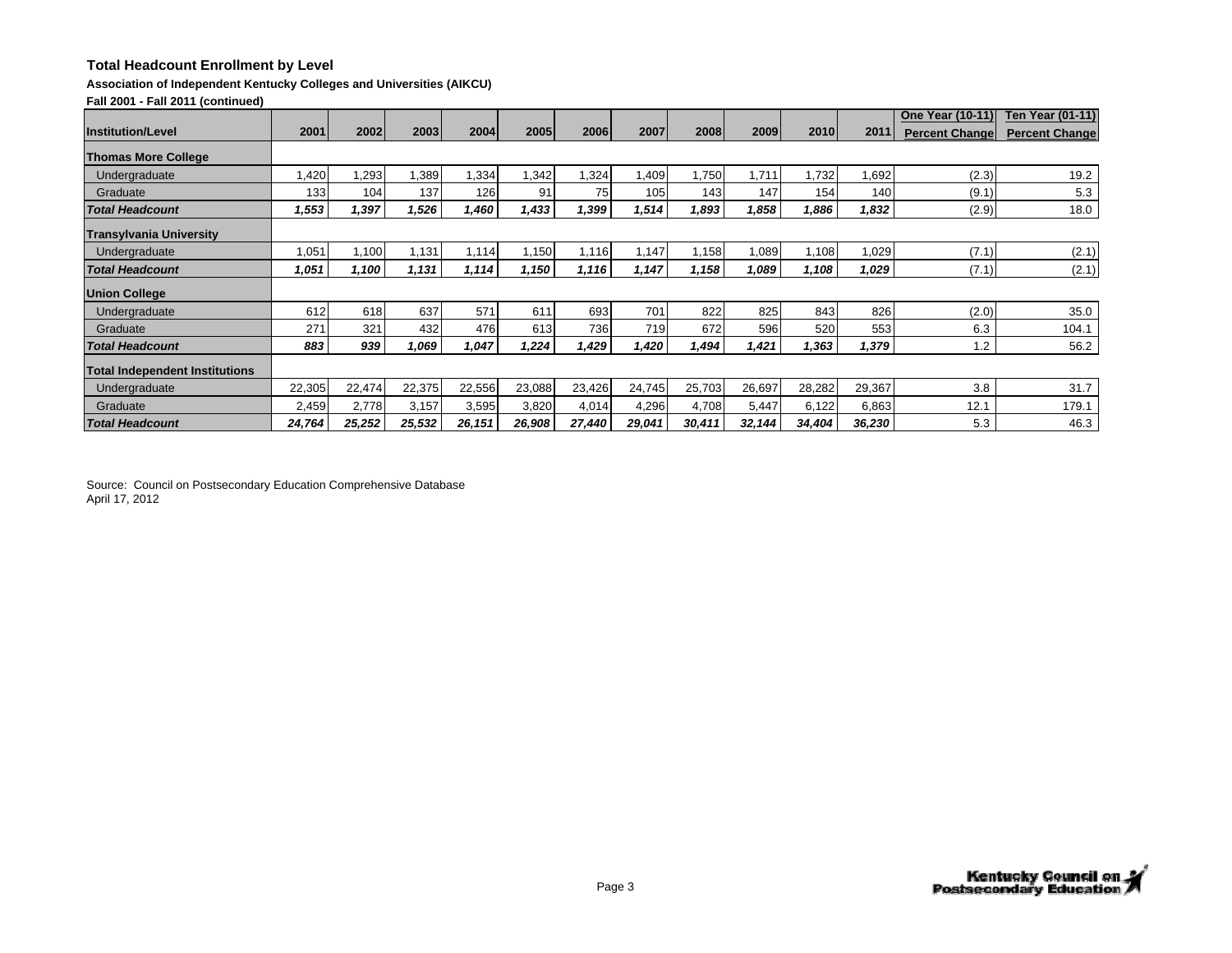**Total Headcount Enrollment by Level**

**Association of Independent Kentucky Colleges and Universities (AIKCU)**

**Fall 2001 - Fall 2011 (continued)**

| Institution/Level | 2001 | 2002 | 2003 | 2004 | 2005 | 2006 | 2007 | 2008 | 2009 | 2010 | 2011 | One Year (10-11) Percent Change | Ten Year (01-11) Percent Change |
|---|---|---|---|---|---|---|---|---|---|---|---|---|---|
| **Thomas More College** | | | | | | | | | | | | | |
| Undergraduate | 1,420 | 1,293 | 1,389 | 1,334 | 1,342 | 1,324 | 1,409 | 1,750 | 1,711 | 1,732 | 1,692 | (2.3) | 19.2 |
| Graduate | 133 | 104 | 137 | 126 | 91 | 75 | 105 | 143 | 147 | 154 | 140 | (9.1) | 5.3 |
| ***Total Headcount*** | ***1,553*** | ***1,397*** | ***1,526*** | ***1,460*** | ***1,433*** | ***1,399*** | ***1,514*** | ***1,893*** | ***1,858*** | ***1,886*** | ***1,832*** | (2.9) | 18.0 |
| **Transylvania University** | | | | | | | | | | | | | |
| Undergraduate | 1,051 | 1,100 | 1,131 | 1,114 | 1,150 | 1,116 | 1,147 | 1,158 | 1,089 | 1,108 | 1,029 | (7.1) | (2.1) |
| ***Total Headcount*** | ***1,051*** | ***1,100*** | ***1,131*** | ***1,114*** | ***1,150*** | ***1,116*** | ***1,147*** | ***1,158*** | ***1,089*** | ***1,108*** | ***1,029*** | (7.1) | (2.1) |
| **Union College** | | | | | | | | | | | | | |
| Undergraduate | 612 | 618 | 637 | 571 | 611 | 693 | 701 | 822 | 825 | 843 | 826 | (2.0) | 35.0 |
| Graduate | 271 | 321 | 432 | 476 | 613 | 736 | 719 | 672 | 596 | 520 | 553 | 6.3 | 104.1 |
| ***Total Headcount*** | ***883*** | ***939*** | ***1,069*** | ***1,047*** | ***1,224*** | ***1,429*** | ***1,420*** | ***1,494*** | ***1,421*** | ***1,363*** | ***1,379*** | 1.2 | 56.2 |
| **Total Independent Institutions** | | | | | | | | | | | | | |
| Undergraduate | 22,305 | 22,474 | 22,375 | 22,556 | 23,088 | 23,426 | 24,745 | 25,703 | 26,697 | 28,282 | 29,367 | 3.8 | 31.7 |
| Graduate | 2,459 | 2,778 | 3,157 | 3,595 | 3,820 | 4,014 | 4,296 | 4,708 | 5,447 | 6,122 | 6,863 | 12.1 | 179.1 |
| ***Total Headcount*** | ***24,764*** | ***25,252*** | ***25,532*** | ***26,151*** | ***26,908*** | ***27,440*** | ***29,041*** | ***30,411*** | ***32,144*** | ***34,404*** | ***36,230*** | 5.3 | 46.3 |

Source: Council on Postsecondary Education Comprehensive Database
April 17, 2012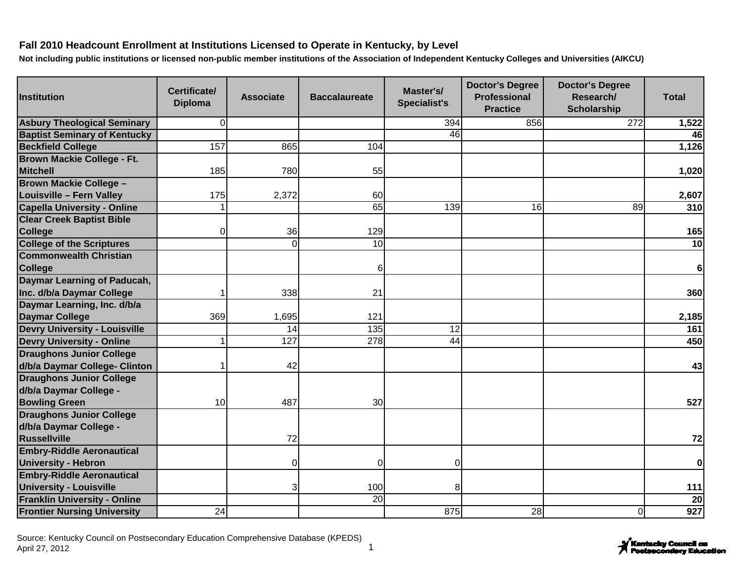**Fall 2010 Headcount Enrollment at Institutions Licensed to Operate in Kentucky, by Level**

**Not including public institutions or licensed non-public member institutions of the Association of Independent Kentucky Colleges and Universities (AIKCU)**

| Institution | Certificate/ Diploma | Associate | Baccalaureate | Master's/ Specialist's | Doctor's Degree Professional Practice | Doctor's Degree Research/ Scholarship | Total |
|---|---|---|---|---|---|---|---|
| **Asbury Theological Seminary** | 0 | | | 394 | 856 | 272 | **1,522** |
| **Baptist Seminary of Kentucky** | | | | 46 | | | **46** |
| **Beckfield College** | 157 | 865 | 104 | | | | **1,126** |
| **Brown Mackie College - Ft. Mitchell** | 185 | 780 | 55 | | | | **1,020** |
| **Brown Mackie College – Louisville – Fern Valley** | 175 | 2,372 | 60 | | | | **2,607** |
| **Capella University - Online** | 1 | | 65 | 139 | 16 | 89 | **310** |
| **Clear Creek Baptist Bible College** | 0 | 36 | 129 | | | | **165** |
| **College of the Scriptures** | | 0 | 10 | | | | **10** |
| **Commonwealth Christian College** | | | 6 | | | | **6** |
| **Daymar Learning of Paducah, Inc. d/b/a Daymar College** | 1 | 338 | 21 | | | | **360** |
| **Daymar Learning, Inc. d/b/a Daymar College** | 369 | 1,695 | 121 | | | | **2,185** |
| **Devry University - Louisville** | | 14 | 135 | 12 | | | **161** |
| **Devry University - Online** | 1 | 127 | 278 | 44 | | | **450** |
| **Draughons Junior College d/b/a Daymar College- Clinton** | 1 | 42 | | | | | **43** |
| **Draughons Junior College d/b/a Daymar College - Bowling Green** | 10 | 487 | 30 | | | | **527** |
| **Draughons Junior College d/b/a Daymar College - Russellville** | | 72 | | | | | **72** |
| **Embry-Riddle Aeronautical University - Hebron** | | 0 | 0 | 0 | | | **0** |
| **Embry-Riddle Aeronautical University - Louisville** | | 3 | 100 | 8 | | | **111** |
| **Franklin University - Online** | | | 20 | | | | **20** |
| **Frontier Nursing University** | 24 | | | 875 | 28 | 0 | **927** |

Source: Kentucky Council on Postsecondary Education Comprehensive Database (KPEDS)
April 27, 2012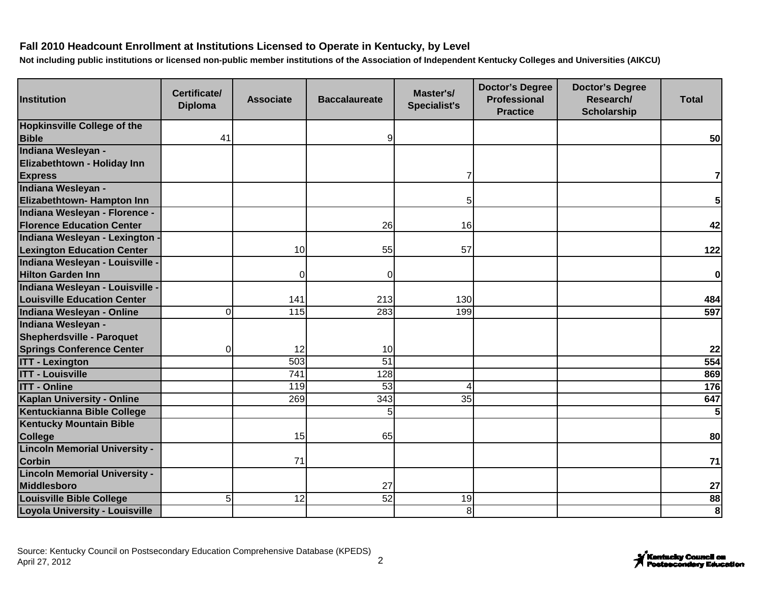**Fall 2010 Headcount Enrollment at Institutions Licensed to Operate in Kentucky, by Level**

**Not including public institutions or licensed non-public member institutions of the Association of Independent Kentucky Colleges and Universities (AIKCU)**

| Institution | Certificate/ Diploma | Associate | Baccalaureate | Master's/ Specialist's | Doctor's Degree Professional Practice | Doctor's Degree Research/ Scholarship | Total |
|---|---|---|---|---|---|---|---|
| **Hopkinsville College of the Bible** | 41 | | 9 | | | | **50** |
| **Indiana Wesleyan - Elizabethtown - Holiday Inn Express** | | | | 7 | | | **7** |
| **Indiana Wesleyan - Elizabethtown- Hampton Inn** | | | | 5 | | | **5** |
| **Indiana Wesleyan - Florence - Florence Education Center** | | | 26 | 16 | | | **42** |
| **Indiana Wesleyan - Lexington - Lexington Education Center** | | 10 | 55 | 57 | | | **122** |
| **Indiana Wesleyan - Louisville - Hilton Garden Inn** | | 0 | 0 | | | | **0** |
| **Indiana Wesleyan - Louisville - Louisville Education Center** | | 141 | 213 | 130 | | | **484** |
| **Indiana Wesleyan - Online** | 0 | 115 | 283 | 199 | | | **597** |
| **Indiana Wesleyan - Shepherdsville - Paroquet Springs Conference Center** | 0 | 12 | 10 | | | | **22** |
| **ITT - Lexington** | | 503 | 51 | | | | **554** |
| **ITT - Louisville** | | 741 | 128 | | | | **869** |
| **ITT - Online** | | 119 | 53 | 4 | | | **176** |
| **Kaplan University - Online** | | 269 | 343 | 35 | | | **647** |
| **Kentuckianna Bible College** | | | 5 | | | | **5** |
| **Kentucky Mountain Bible College** | | 15 | 65 | | | | **80** |
| **Lincoln Memorial University - Corbin** | | 71 | | | | | **71** |
| **Lincoln Memorial University - Middlesboro** | | | 27 | | | | **27** |
| **Louisville Bible College** | 5 | 12 | 52 | 19 | | | **88** |
| **Loyola University - Louisville** | | | | 8 | | | **8** |

Source: Kentucky Council on Postsecondary Education Comprehensive Database (KPEDS)
April 27, 2012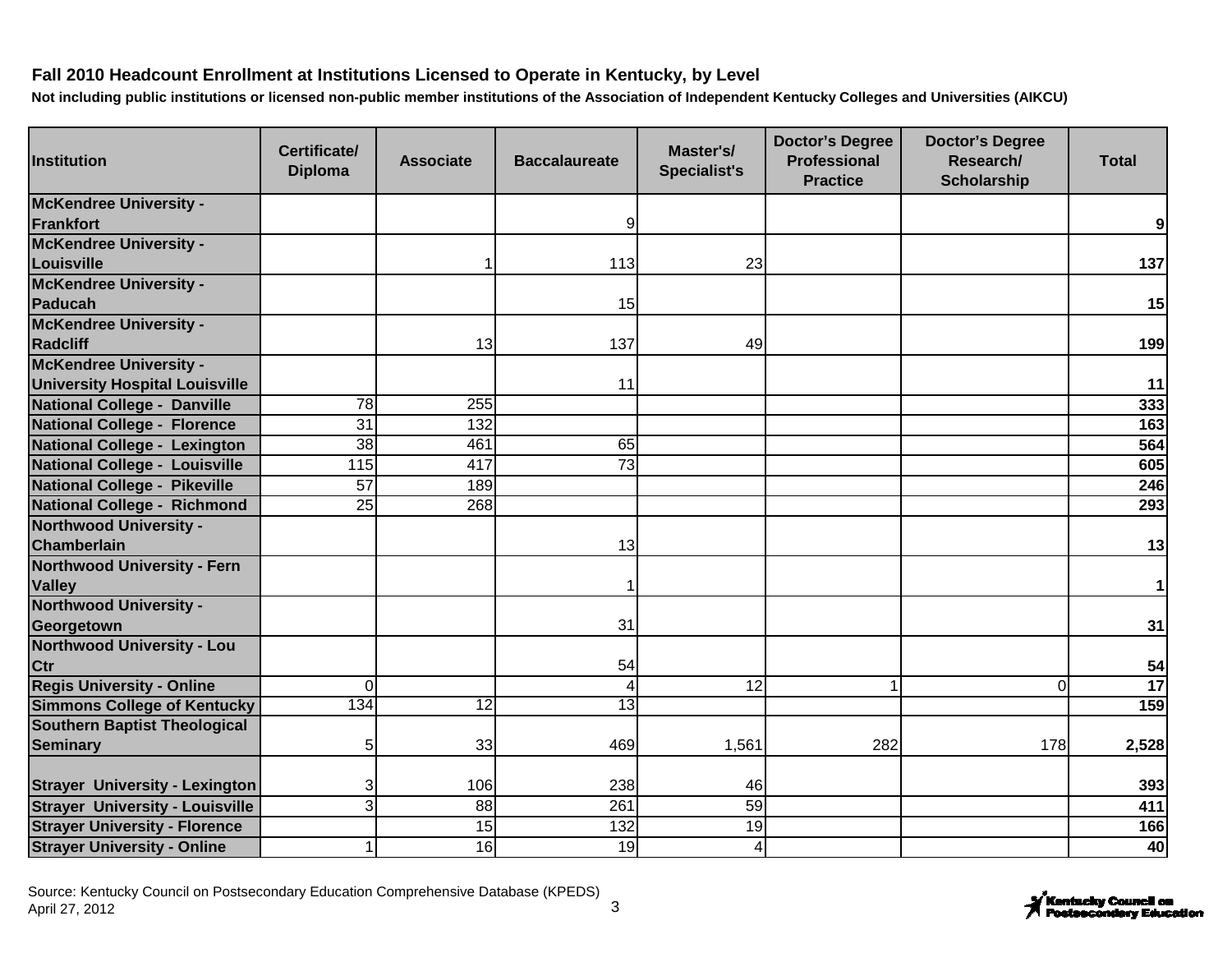**Fall 2010 Headcount Enrollment at Institutions Licensed to Operate in Kentucky, by Level**

**Not including public institutions or licensed non-public member institutions of the Association of Independent Kentucky Colleges and Universities (AIKCU)**

| Institution | Certificate/ Diploma | Associate | Baccalaureate | Master's/ Specialist's | Doctor's Degree Professional Practice | Doctor's Degree Research/ Scholarship | Total |
|---|---|---|---|---|---|---|---|
| **McKendree University - Frankfort** | | | 9 | | | | **9** |
| **McKendree University - Louisville** | | 1 | 113 | 23 | | | **137** |
| **McKendree University - Paducah** | | | 15 | | | | **15** |
| **McKendree University - Radcliff** | | 13 | 137 | 49 | | | **199** |
| **McKendree University - University Hospital Louisville** | | | 11 | | | | **11** |
| **National College - Danville** | 78 | 255 | | | | | **333** |
| **National College - Florence** | 31 | 132 | | | | | **163** |
| **National College - Lexington** | 38 | 461 | 65 | | | | **564** |
| **National College - Louisville** | 115 | 417 | 73 | | | | **605** |
| **National College - Pikeville** | 57 | 189 | | | | | **246** |
| **National College - Richmond** | 25 | 268 | | | | | **293** |
| **Northwood University - Chamberlain** | | | 13 | | | | **13** |
| **Northwood University - Fern Valley** | | | 1 | | | | **1** |
| **Northwood University - Georgetown** | | | 31 | | | | **31** |
| **Northwood University - Lou Ctr** | | | 54 | | | | **54** |
| **Regis University - Online** | 0 | | 4 | 12 | 1 | 0 | **17** |
| **Simmons College of Kentucky** | 134 | 12 | 13 | | | | **159** |
| **Southern Baptist Theological Seminary** | 5 | 33 | 469 | 1,561 | 282 | 178 | **2,528** |
| **Strayer University - Lexington** | 3 | 106 | 238 | 46 | | | **393** |
| **Strayer University - Louisville** | 3 | 88 | 261 | 59 | | | **411** |
| **Strayer University - Florence** | | 15 | 132 | 19 | | | **166** |
| **Strayer University - Online** | 1 | 16 | 19 | 4 | | | **40** |

Source: Kentucky Council on Postsecondary Education Comprehensive Database (KPEDS)
April 27, 2012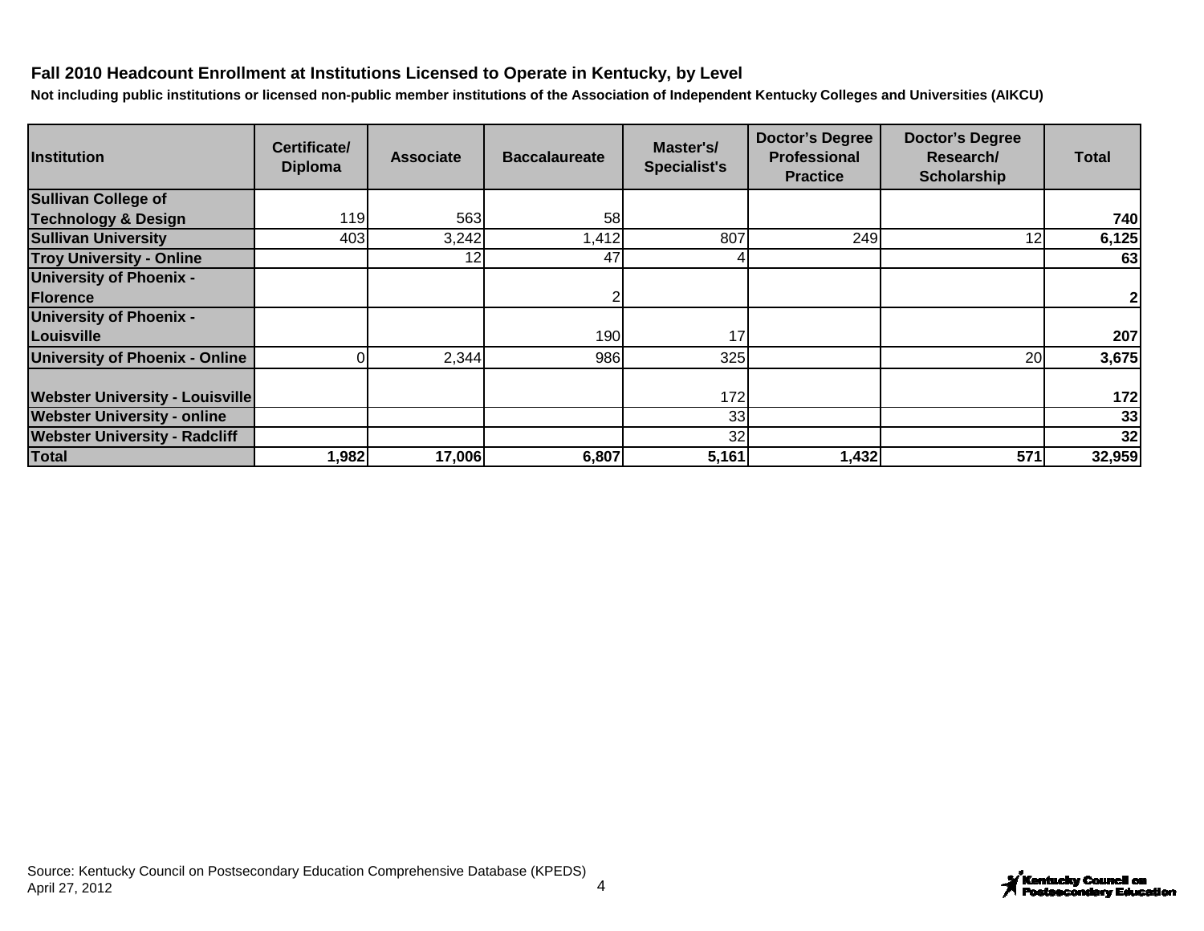**Fall 2010 Headcount Enrollment at Institutions Licensed to Operate in Kentucky, by Level**

**Not including public institutions or licensed non-public member institutions of the Association of Independent Kentucky Colleges and Universities (AIKCU)**

| Institution | Certificate/ Diploma | Associate | Baccalaureate | Master's/ Specialist's | Doctor's Degree Professional Practice | Doctor's Degree Research/ Scholarship | Total |
|---|---|---|---|---|---|---|---|
| **Sullivan College of Technology & Design** | 119 | 563 | 58 | | | | **740** |
| **Sullivan University** | 403 | 3,242 | 1,412 | 807 | 249 | 12 | **6,125** |
| **Troy University - Online** | | 12 | 47 | 4 | | | **63** |
| **University of Phoenix - Florence** | | | 2 | | | | **2** |
| **University of Phoenix - Louisville** | | | 190 | 17 | | | **207** |
| **University of Phoenix - Online** | 0 | 2,344 | 986 | 325 | | 20 | **3,675** |
| **Webster University - Louisville** | | | | 172 | | | **172** |
| **Webster University - online** | | | | 33 | | | **33** |
| **Webster University - Radcliff** | | | | 32 | | | **32** |
| **Total** | **1,982** | **17,006** | **6,807** | **5,161** | **1,432** | **571** | **32,959** |

Source: Kentucky Council on Postsecondary Education Comprehensive Database (KPEDS)
April 27, 2012

Kentucky Council on Postsecondary Education